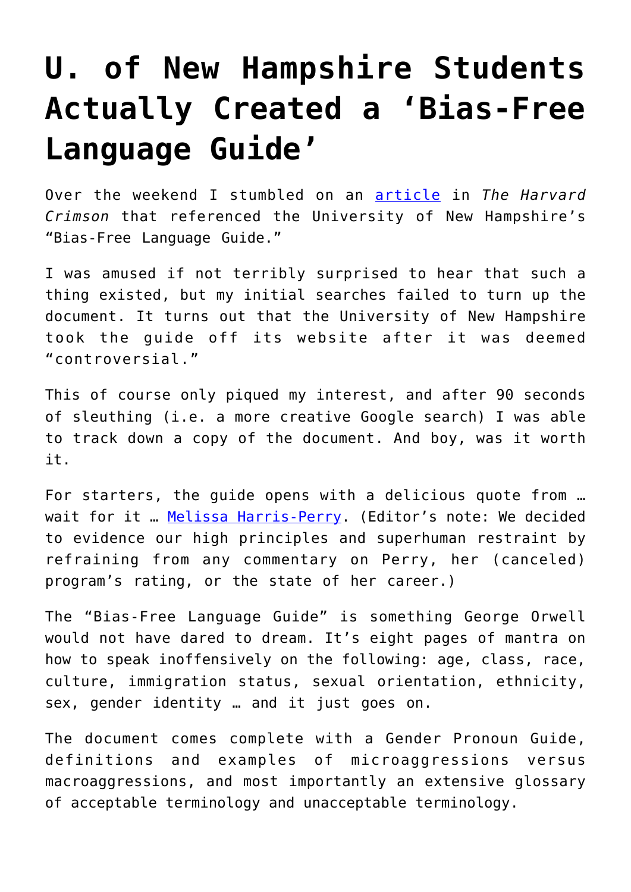# U. of New Hampshire Students Actually Created a 'Bias-Free Language Guide'

Over the weekend I stumbled on an [article](article) in *The Harvard Crimson* that referenced the University of New Hampshire's "Bias-Free Language Guide."

I was amused if not terribly surprised to hear that such a thing existed, but my initial searches failed to turn up the document. It turns out that the University of New Hampshire took the guide off its website after it was deemed "controversial."

This of course only piqued my interest, and after 90 seconds of sleuthing (i.e. a more creative Google search) I was able to track down a copy of the document. And boy, was it worth it.

For starters, the guide opens with a delicious quote from … wait for it … [Melissa Harris-Perry](Melissa Harris-Perry). (Editor's note: We decided to evidence our high principles and superhuman restraint by refraining from any commentary on Perry, her (canceled) program's rating, or the state of her career.)

The "Bias-Free Language Guide" is something George Orwell would not have dared to dream. It's eight pages of mantra on how to speak inoffensively on the following: age, class, race, culture, immigration status, sexual orientation, ethnicity, sex, gender identity … and it just goes on.

The document comes complete with a Gender Pronoun Guide, definitions and examples of microaggressions versus macroaggressions, and most importantly an extensive glossary of acceptable terminology and unacceptable terminology.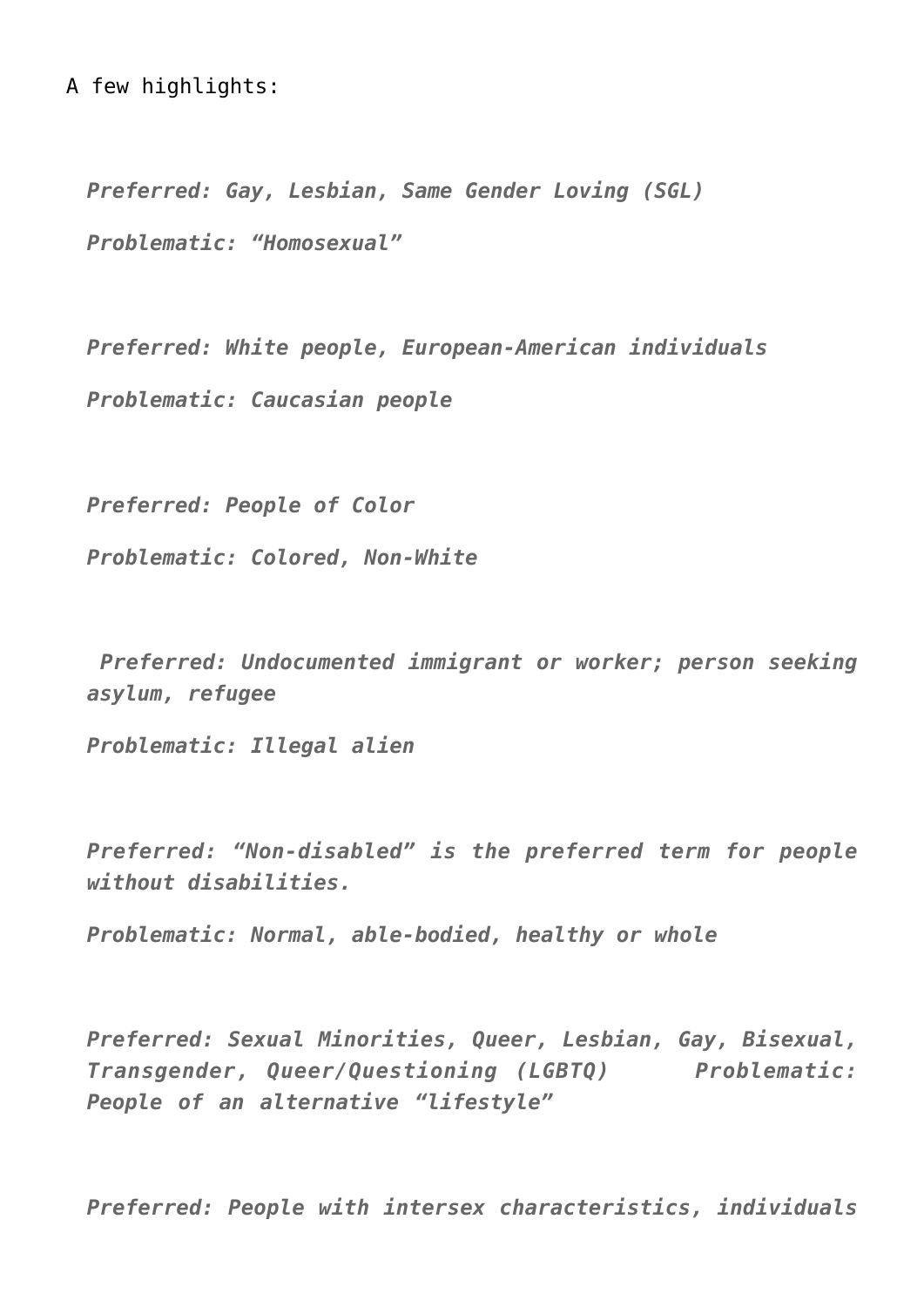A few highlights:

> *Preferred: Gay, Lesbian, Same Gender Loving (SGL)*
>
> *Problematic: "Homosexual"*

> *Preferred: White people, European-American individuals*
>
> *Problematic: Caucasian people*

> *Preferred: People of Color*
>
> *Problematic: Colored, Non-White*

> *Preferred: Undocumented immigrant or worker; person seeking asylum, refugee*
>
> *Problematic: Illegal alien*

> *Preferred: "Non-disabled" is the preferred term for people without disabilities.*
>
> *Problematic: Normal, able-bodied, healthy or whole*

> *Preferred: Sexual Minorities, Queer, Lesbian, Gay, Bisexual, Transgender, Queer/Questioning (LGBTQ) Problematic: People of an alternative "lifestyle"*

> *Preferred: People with intersex characteristics, individuals*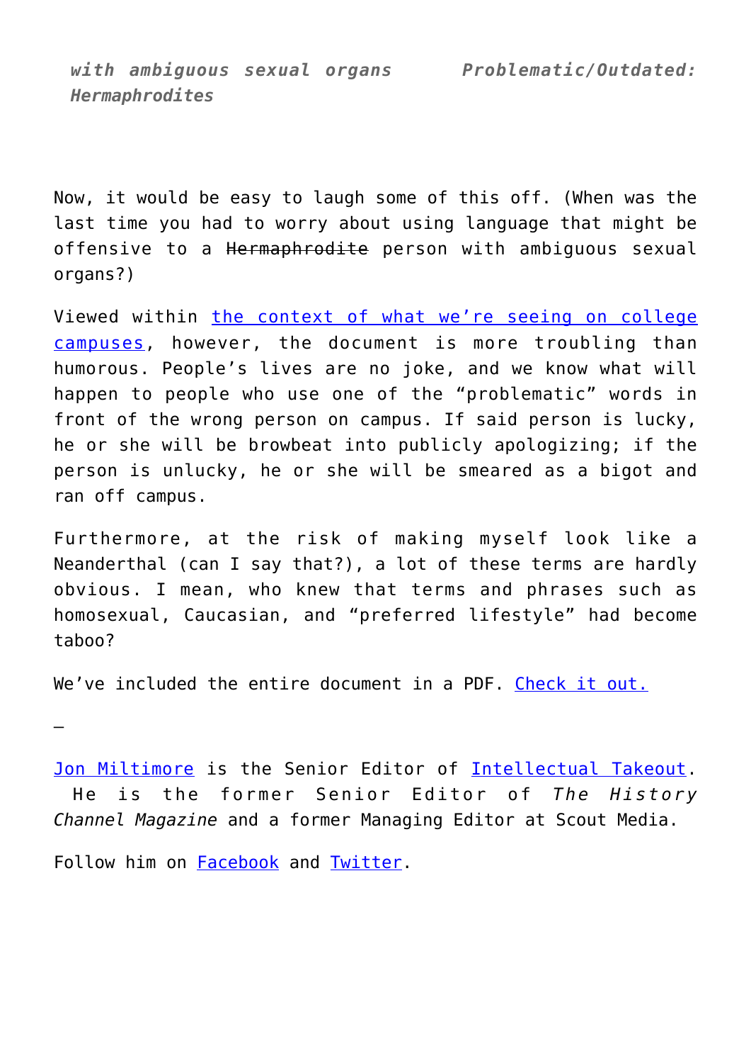*with ambiguous sexual organs Problematic/Outdated: Hermaphrodites*

Now, it would be easy to laugh some of this off. (When was the last time you had to worry about using language that might be offensive to a ~~Hermaphrodite~~ person with ambiguous sexual organs?)

Viewed within [the context of what we're seeing on college campuses](), however, the document is more troubling than humorous. People's lives are no joke, and we know what will happen to people who use one of the "problematic" words in front of the wrong person on campus. If said person is lucky, he or she will be browbeat into publicly apologizing; if the person is unlucky, he or she will be smeared as a bigot and ran off campus.

Furthermore, at the risk of making myself look like a Neanderthal (can I say that?), a lot of these terms are hardly obvious. I mean, who knew that terms and phrases such as homosexual, Caucasian, and "preferred lifestyle" had become taboo?

We've included the entire document in a PDF. [Check it out.]()

—

[Jon Miltimore]() is the Senior Editor of [Intellectual Takeout](). He is the former Senior Editor of *The History Channel Magazine* and a former Managing Editor at Scout Media.

Follow him on [Facebook]() and [Twitter]().